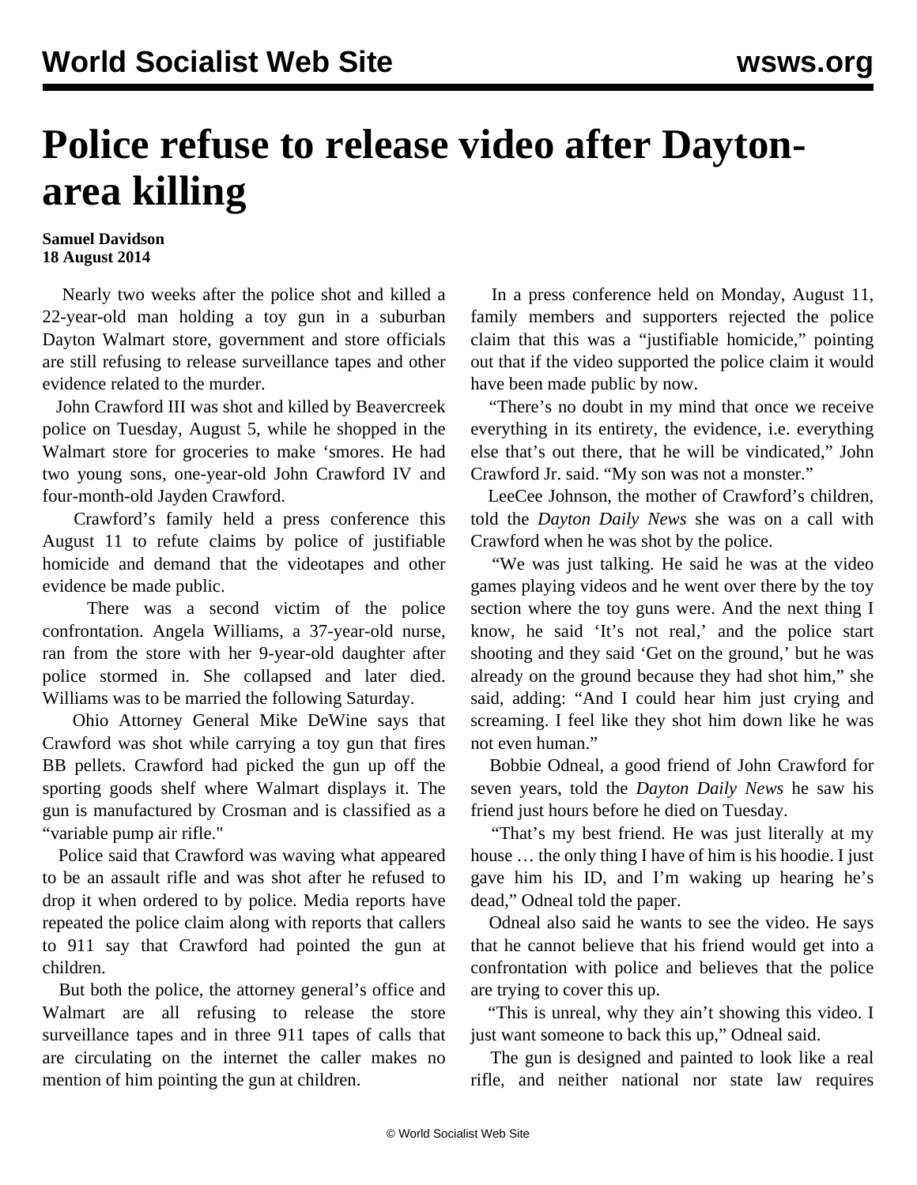# Police refuse to release video after Dayton-area killing

**Samuel Davidson**
**18 August 2014**

Nearly two weeks after the police shot and killed a 22-year-old man holding a toy gun in a suburban Dayton Walmart store, government and store officials are still refusing to release surveillance tapes and other evidence related to the murder.

John Crawford III was shot and killed by Beavercreek police on Tuesday, August 5, while he shopped in the Walmart store for groceries to make 'smores. He had two young sons, one-year-old John Crawford IV and four-month-old Jayden Crawford.

Crawford's family held a press conference this August 11 to refute claims by police of justifiable homicide and demand that the videotapes and other evidence be made public.

There was a second victim of the police confrontation. Angela Williams, a 37-year-old nurse, ran from the store with her 9-year-old daughter after police stormed in. She collapsed and later died. Williams was to be married the following Saturday.

Ohio Attorney General Mike DeWine says that Crawford was shot while carrying a toy gun that fires BB pellets. Crawford had picked the gun up off the sporting goods shelf where Walmart displays it. The gun is manufactured by Crosman and is classified as a "variable pump air rifle."

Police said that Crawford was waving what appeared to be an assault rifle and was shot after he refused to drop it when ordered to by police. Media reports have repeated the police claim along with reports that callers to 911 say that Crawford had pointed the gun at children.

But both the police, the attorney general's office and Walmart are all refusing to release the store surveillance tapes and in three 911 tapes of calls that are circulating on the internet the caller makes no mention of him pointing the gun at children.

In a press conference held on Monday, August 11, family members and supporters rejected the police claim that this was a "justifiable homicide," pointing out that if the video supported the police claim it would have been made public by now.

"There's no doubt in my mind that once we receive everything in its entirety, the evidence, i.e. everything else that's out there, that he will be vindicated," John Crawford Jr. said. "My son was not a monster."

LeeCee Johnson, the mother of Crawford's children, told the *Dayton Daily News* she was on a call with Crawford when he was shot by the police.

"We was just talking. He said he was at the video games playing videos and he went over there by the toy section where the toy guns were. And the next thing I know, he said 'It's not real,' and the police start shooting and they said 'Get on the ground,' but he was already on the ground because they had shot him," she said, adding: "And I could hear him just crying and screaming. I feel like they shot him down like he was not even human."

Bobbie Odneal, a good friend of John Crawford for seven years, told the *Dayton Daily News* he saw his friend just hours before he died on Tuesday.

"That's my best friend. He was just literally at my house … the only thing I have of him is his hoodie. I just gave him his ID, and I'm waking up hearing he's dead," Odneal told the paper.

Odneal also said he wants to see the video. He says that he cannot believe that his friend would get into a confrontation with police and believes that the police are trying to cover this up.

"This is unreal, why they ain't showing this video. I just want someone to back this up," Odneal said.

The gun is designed and painted to look like a real rifle, and neither national nor state law requires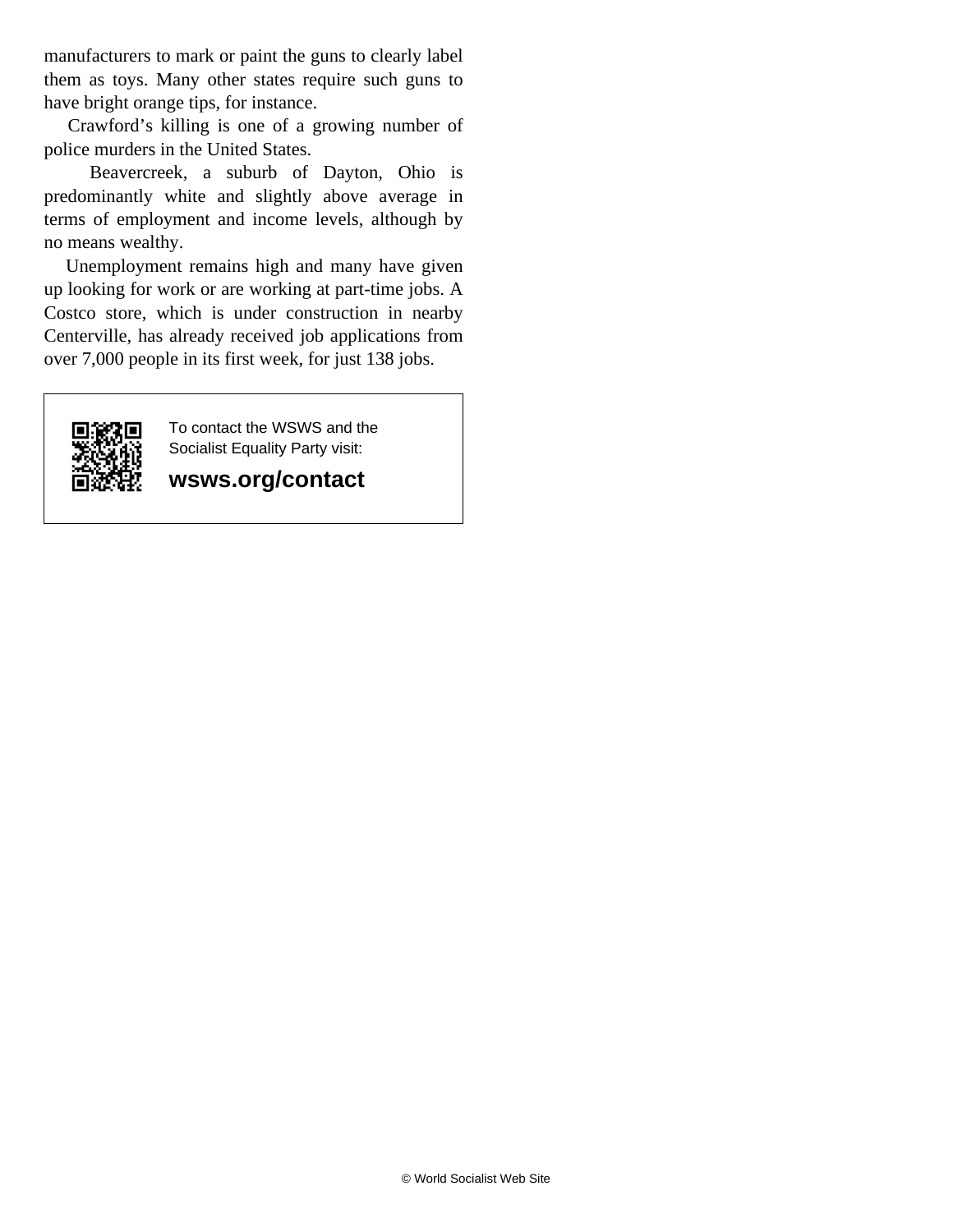manufacturers to mark or paint the guns to clearly label them as toys. Many other states require such guns to have bright orange tips, for instance.

Crawford's killing is one of a growing number of police murders in the United States.

Beavercreek, a suburb of Dayton, Ohio is predominantly white and slightly above average in terms of employment and income levels, although by no means wealthy.

Unemployment remains high and many have given up looking for work or are working at part-time jobs. A Costco store, which is under construction in nearby Centerville, has already received job applications from over 7,000 people in its first week, for just 138 jobs.

To contact the WSWS and the Socialist Equality Party visit:

**wsws.org/contact**

© World Socialist Web Site